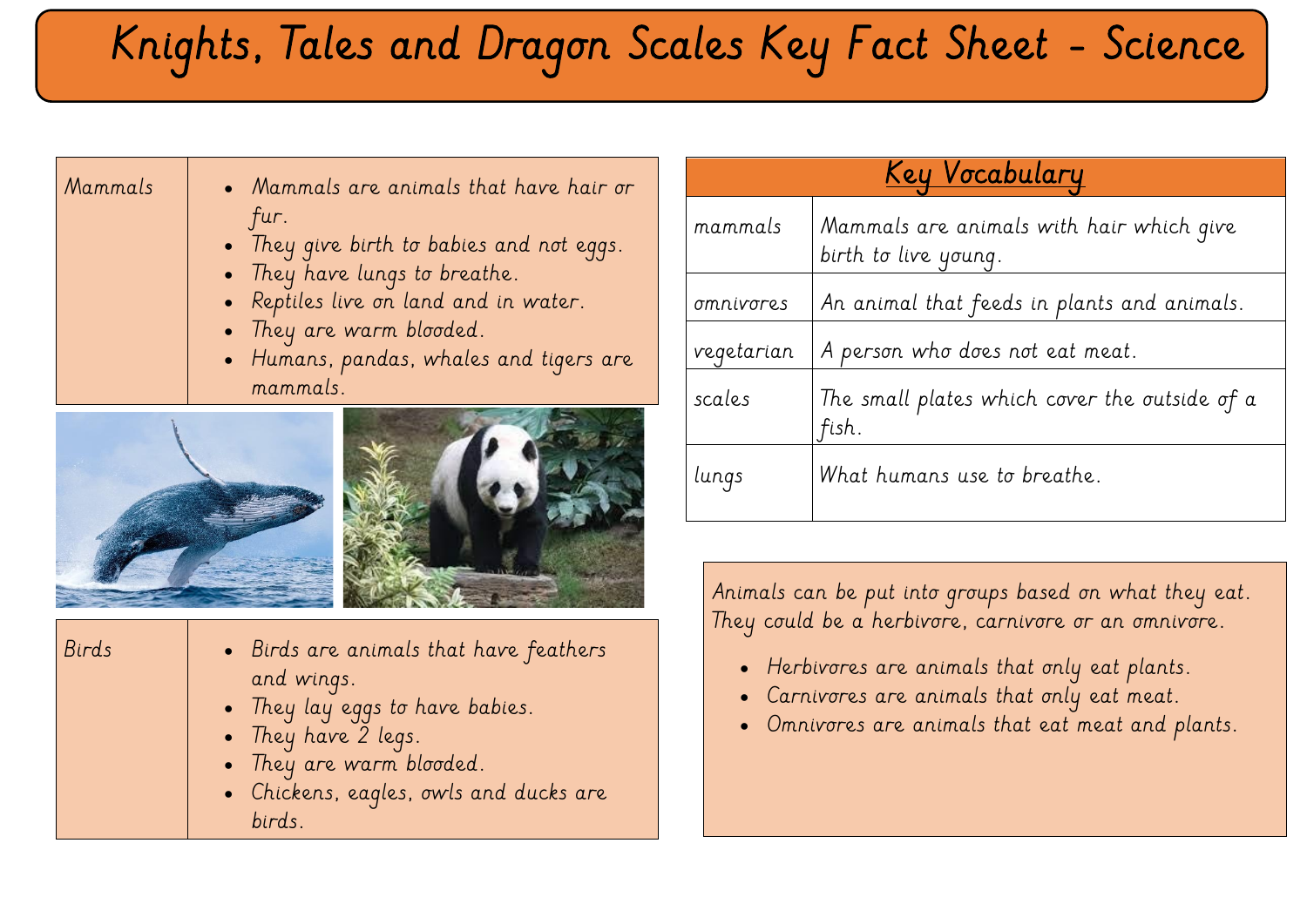# Knights, Tales and Dragon Scales Key Fact Sheet - Science

| Mammals | • Mammals are animals that have hair or fur.<br>• They give birth to babies and not eggs.<br>• They have lungs to breathe.<br>• Reptiles live on land and in water.<br>• They are warm blooded.<br>• Humans, pandas, whales and tigers are mammals. |
|---|---|

| Birds | • Birds are animals that have feathers and wings.<br>• They lay eggs to have babies.<br>• They have 2 legs.<br>• They are warm blooded.<br>• Chickens, eagles, owls and ducks are birds. |
|---|---|

| Key Vocabulary | |
|---|---|
| mammals | Mammals are animals with hair which give birth to live young. |
| omnivores | An animal that feeds in plants and animals. |
| vegetarian | A person who does not eat meat. |
| scales | The small plates which cover the outside of a fish. |
| lungs | What humans use to breathe. |

Animals can be put into groups based on what they eat. They could be a herbivore, carnivore or an omnivore.

- Herbivores are animals that only eat plants.
- Carnivores are animals that only eat meat.
- Omnivores are animals that eat meat and plants.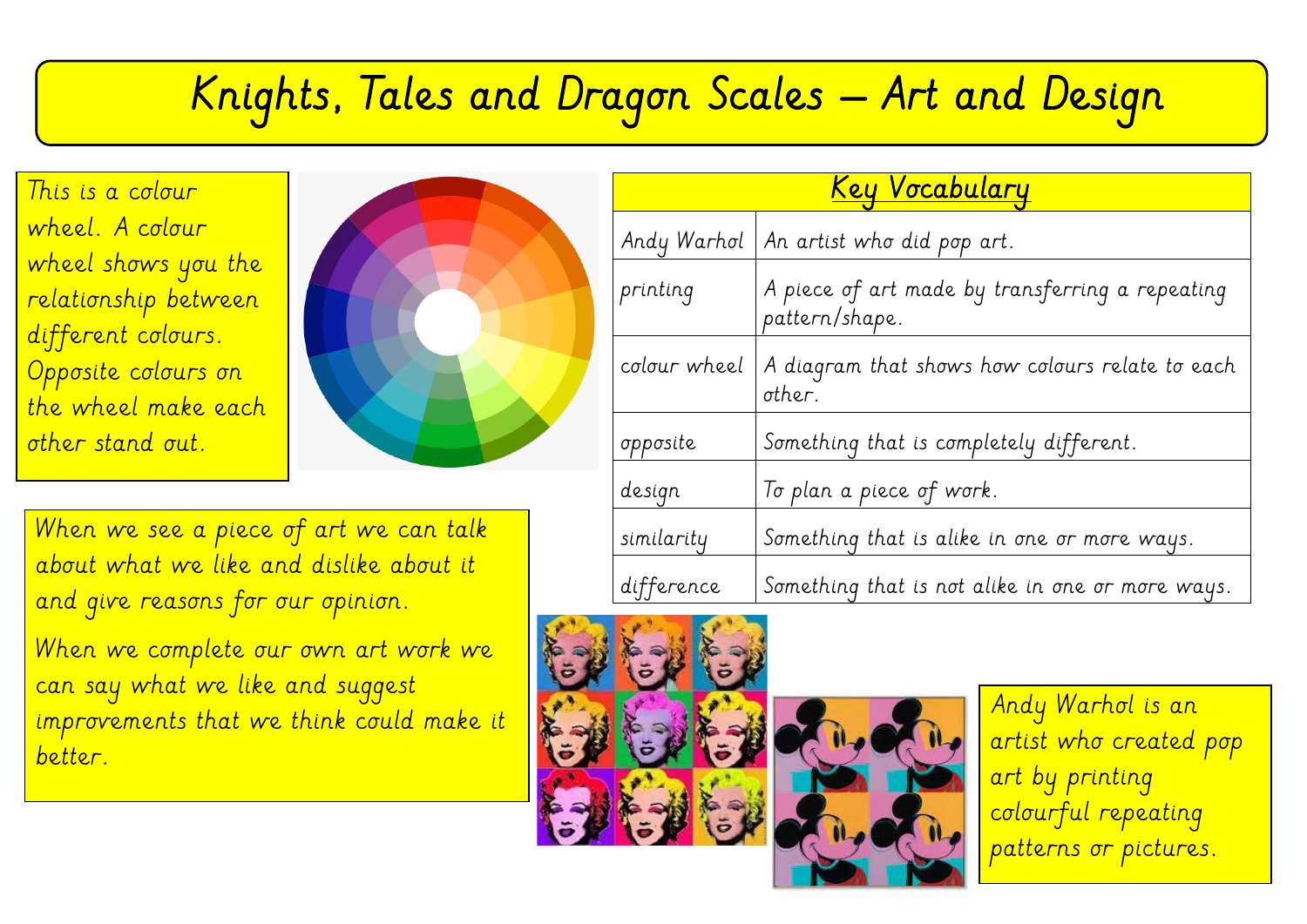# Knights, Tales and Dragon Scales – Art and Design

This is a colour wheel. A colour wheel shows you the relationship between different colours. Opposite colours on the wheel make each other stand out.

| Key Vocabulary | |
|---|---|
| Andy Warhol | An artist who did pop art. |
| printing | A piece of art made by transferring a repeating pattern/shape. |
| colour wheel | A diagram that shows how colours relate to each other. |
| opposite | Something that is completely different. |
| design | To plan a piece of work. |
| similarity | Something that is alike in one or more ways. |
| difference | Something that is not alike in one or more ways. |

When we see a piece of art we can talk about what we like and dislike about it and give reasons for our opinion.

When we complete our own art work we can say what we like and suggest improvements that we think could make it better.

Andy Warhol is an artist who created pop art by printing colourful repeating patterns or pictures.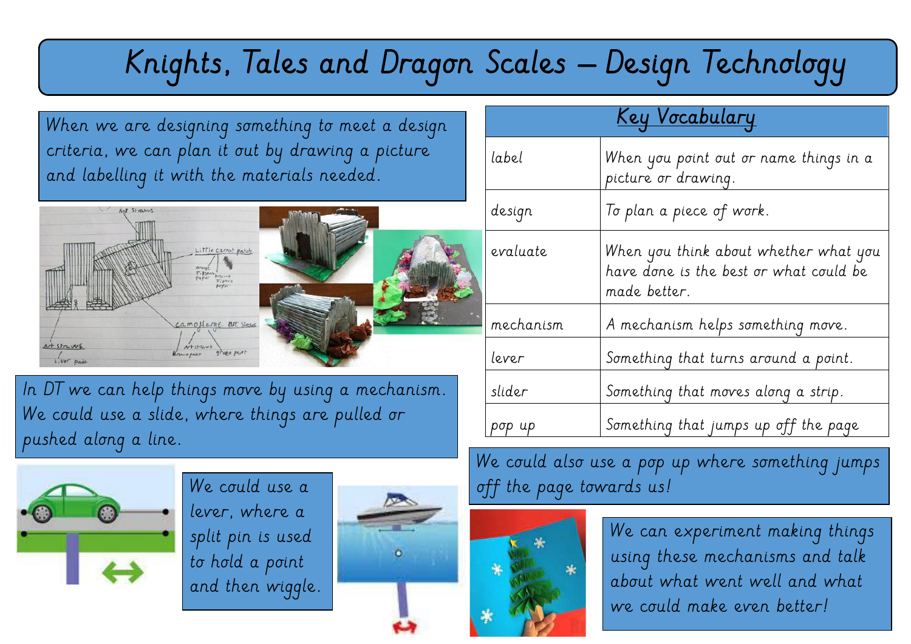# Knights, Tales and Dragon Scales – Design Technology

When we are designing something to meet a design criteria, we can plan it out by drawing a picture and labelling it with the materials needed.

In DT we can help things move by using a mechanism. We could use a slide, where things are pulled or pushed along a line.

We could use a lever, where a split pin is used to hold a point and then wiggle.

| Key Vocabulary | |
|---|---|
| label | When you point out or name things in a picture or drawing. |
| design | To plan a piece of work. |
| evaluate | When you think about whether what you have done is the best or what could be made better. |
| mechanism | A mechanism helps something move. |
| lever | Something that turns around a point. |
| slider | Something that moves along a strip. |
| pop up | Something that jumps up off the page |

We could also use a pop up where something jumps off the page towards us!

We can experiment making things using these mechanisms and talk about what went well and what we could make even better!